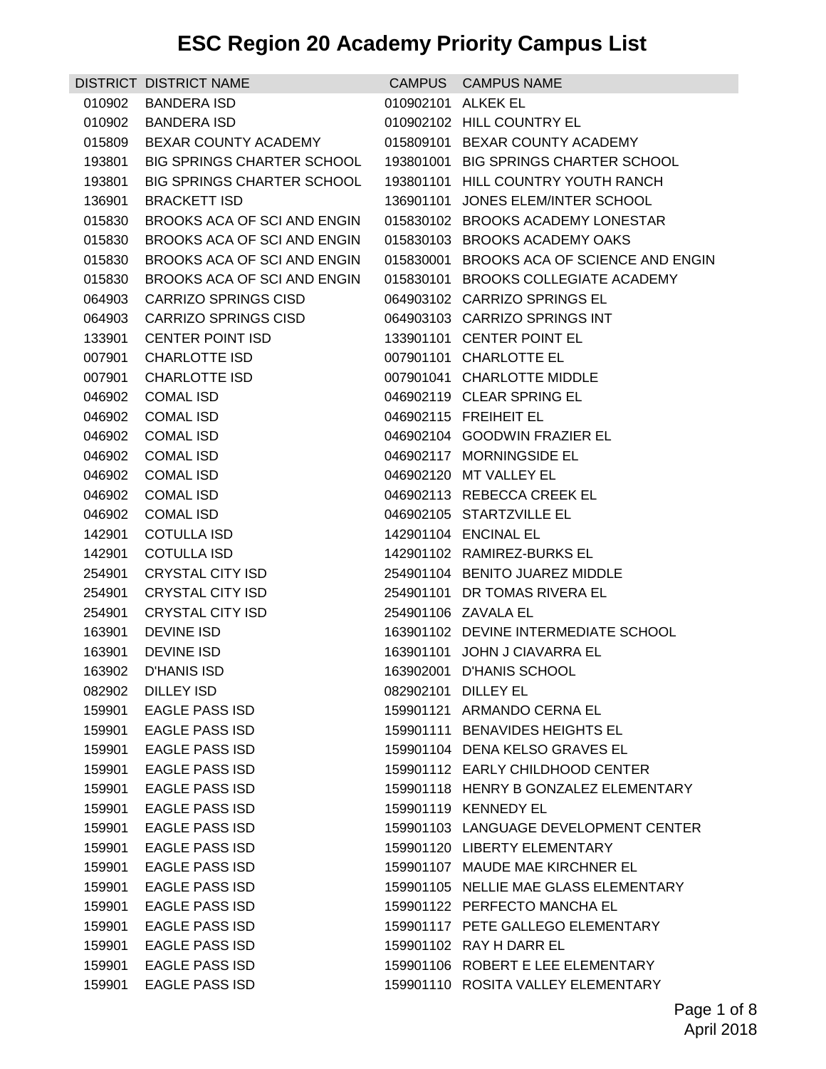# ESC Region 20 Academy Priority Campus List

| DISTRICT | DISTRICT NAME | CAMPUS | CAMPUS NAME |
|---|---|---|---|
| 010902 | BANDERA ISD | 010902101 | ALKEK EL |
| 010902 | BANDERA ISD | 010902102 | HILL COUNTRY EL |
| 015809 | BEXAR COUNTY ACADEMY | 015809101 | BEXAR COUNTY ACADEMY |
| 193801 | BIG SPRINGS CHARTER SCHOOL | 193801001 | BIG SPRINGS CHARTER SCHOOL |
| 193801 | BIG SPRINGS CHARTER SCHOOL | 193801101 | HILL COUNTRY YOUTH RANCH |
| 136901 | BRACKETT ISD | 136901101 | JONES ELEM/INTER SCHOOL |
| 015830 | BROOKS ACA OF SCI AND ENGIN | 015830102 | BROOKS ACADEMY LONESTAR |
| 015830 | BROOKS ACA OF SCI AND ENGIN | 015830103 | BROOKS ACADEMY OAKS |
| 015830 | BROOKS ACA OF SCI AND ENGIN | 015830001 | BROOKS ACA OF SCIENCE AND ENGIN |
| 015830 | BROOKS ACA OF SCI AND ENGIN | 015830101 | BROOKS COLLEGIATE ACADEMY |
| 064903 | CARRIZO SPRINGS CISD | 064903102 | CARRIZO SPRINGS EL |
| 064903 | CARRIZO SPRINGS CISD | 064903103 | CARRIZO SPRINGS INT |
| 133901 | CENTER POINT ISD | 133901101 | CENTER POINT EL |
| 007901 | CHARLOTTE ISD | 007901101 | CHARLOTTE EL |
| 007901 | CHARLOTTE ISD | 007901041 | CHARLOTTE MIDDLE |
| 046902 | COMAL ISD | 046902119 | CLEAR SPRING EL |
| 046902 | COMAL ISD | 046902115 | FREIHEIT EL |
| 046902 | COMAL ISD | 046902104 | GOODWIN FRAZIER EL |
| 046902 | COMAL ISD | 046902117 | MORNINGSIDE EL |
| 046902 | COMAL ISD | 046902120 | MT VALLEY EL |
| 046902 | COMAL ISD | 046902113 | REBECCA CREEK EL |
| 046902 | COMAL ISD | 046902105 | STARTZVILLE EL |
| 142901 | COTULLA ISD | 142901104 | ENCINAL EL |
| 142901 | COTULLA ISD | 142901102 | RAMIREZ-BURKS EL |
| 254901 | CRYSTAL CITY ISD | 254901104 | BENITO JUAREZ MIDDLE |
| 254901 | CRYSTAL CITY ISD | 254901101 | DR TOMAS RIVERA EL |
| 254901 | CRYSTAL CITY ISD | 254901106 | ZAVALA EL |
| 163901 | DEVINE ISD | 163901102 | DEVINE INTERMEDIATE SCHOOL |
| 163901 | DEVINE ISD | 163901101 | JOHN J CIAVARRA EL |
| 163902 | D'HANIS ISD | 163902001 | D'HANIS SCHOOL |
| 082902 | DILLEY ISD | 082902101 | DILLEY EL |
| 159901 | EAGLE PASS ISD | 159901121 | ARMANDO CERNA EL |
| 159901 | EAGLE PASS ISD | 159901111 | BENAVIDES HEIGHTS EL |
| 159901 | EAGLE PASS ISD | 159901104 | DENA KELSO GRAVES EL |
| 159901 | EAGLE PASS ISD | 159901112 | EARLY CHILDHOOD CENTER |
| 159901 | EAGLE PASS ISD | 159901118 | HENRY B GONZALEZ ELEMENTARY |
| 159901 | EAGLE PASS ISD | 159901119 | KENNEDY EL |
| 159901 | EAGLE PASS ISD | 159901103 | LANGUAGE DEVELOPMENT CENTER |
| 159901 | EAGLE PASS ISD | 159901120 | LIBERTY ELEMENTARY |
| 159901 | EAGLE PASS ISD | 159901107 | MAUDE MAE KIRCHNER EL |
| 159901 | EAGLE PASS ISD | 159901105 | NELLIE MAE GLASS ELEMENTARY |
| 159901 | EAGLE PASS ISD | 159901122 | PERFECTO MANCHA EL |
| 159901 | EAGLE PASS ISD | 159901117 | PETE GALLEGO ELEMENTARY |
| 159901 | EAGLE PASS ISD | 159901102 | RAY H DARR EL |
| 159901 | EAGLE PASS ISD | 159901106 | ROBERT E LEE ELEMENTARY |
| 159901 | EAGLE PASS ISD | 159901110 | ROSITA VALLEY ELEMENTARY |

April 2018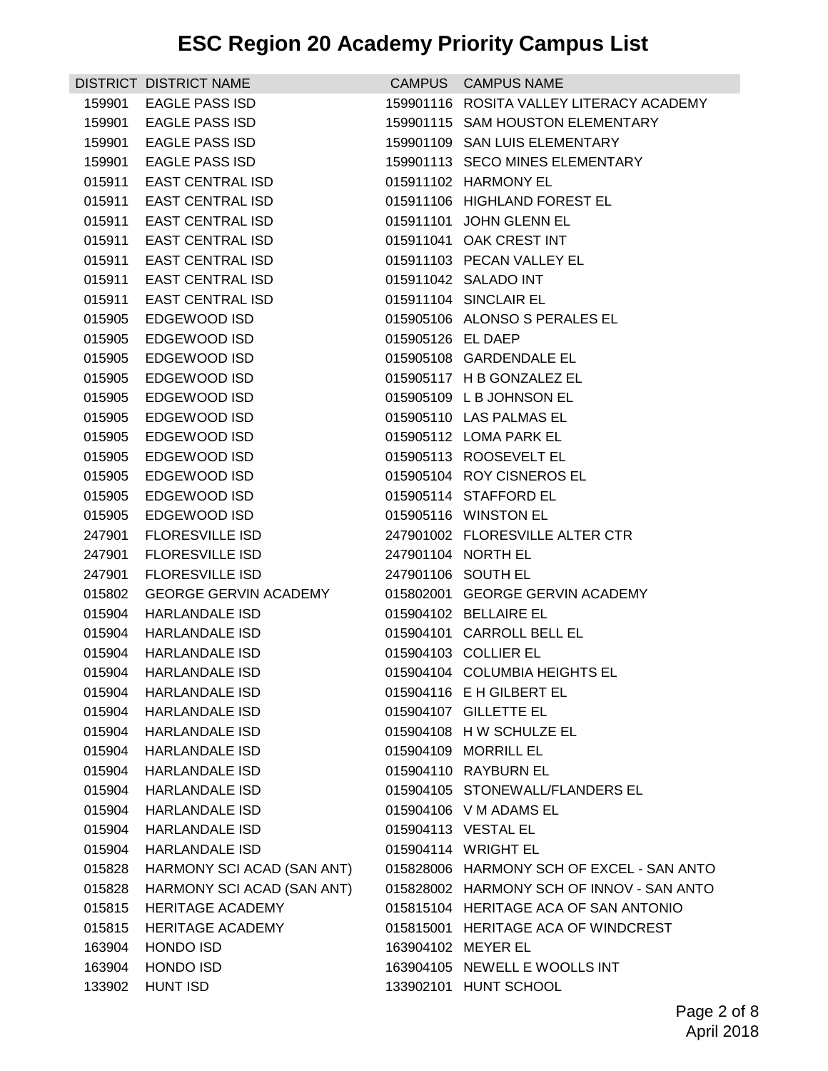# ESC Region 20 Academy Priority Campus List

| DISTRICT | DISTRICT NAME | CAMPUS | CAMPUS NAME |
|---|---|---|---|
| 159901 | EAGLE PASS ISD | 159901116 | ROSITA VALLEY LITERACY ACADEMY |
| 159901 | EAGLE PASS ISD | 159901115 | SAM HOUSTON ELEMENTARY |
| 159901 | EAGLE PASS ISD | 159901109 | SAN LUIS ELEMENTARY |
| 159901 | EAGLE PASS ISD | 159901113 | SECO MINES ELEMENTARY |
| 015911 | EAST CENTRAL ISD | 015911102 | HARMONY EL |
| 015911 | EAST CENTRAL ISD | 015911106 | HIGHLAND FOREST EL |
| 015911 | EAST CENTRAL ISD | 015911101 | JOHN GLENN EL |
| 015911 | EAST CENTRAL ISD | 015911041 | OAK CREST INT |
| 015911 | EAST CENTRAL ISD | 015911103 | PECAN VALLEY EL |
| 015911 | EAST CENTRAL ISD | 015911042 | SALADO INT |
| 015911 | EAST CENTRAL ISD | 015911104 | SINCLAIR EL |
| 015905 | EDGEWOOD ISD | 015905106 | ALONSO S PERALES EL |
| 015905 | EDGEWOOD ISD | 015905126 | EL DAEP |
| 015905 | EDGEWOOD ISD | 015905108 | GARDENDALE EL |
| 015905 | EDGEWOOD ISD | 015905117 | H B GONZALEZ EL |
| 015905 | EDGEWOOD ISD | 015905109 | L B JOHNSON EL |
| 015905 | EDGEWOOD ISD | 015905110 | LAS PALMAS EL |
| 015905 | EDGEWOOD ISD | 015905112 | LOMA PARK EL |
| 015905 | EDGEWOOD ISD | 015905113 | ROOSEVELT EL |
| 015905 | EDGEWOOD ISD | 015905104 | ROY CISNEROS EL |
| 015905 | EDGEWOOD ISD | 015905114 | STAFFORD EL |
| 015905 | EDGEWOOD ISD | 015905116 | WINSTON EL |
| 247901 | FLORESVILLE ISD | 247901002 | FLORESVILLE ALTER CTR |
| 247901 | FLORESVILLE ISD | 247901104 | NORTH EL |
| 247901 | FLORESVILLE ISD | 247901106 | SOUTH EL |
| 015802 | GEORGE GERVIN ACADEMY | 015802001 | GEORGE GERVIN ACADEMY |
| 015904 | HARLANDALE ISD | 015904102 | BELLAIRE EL |
| 015904 | HARLANDALE ISD | 015904101 | CARROLL BELL EL |
| 015904 | HARLANDALE ISD | 015904103 | COLLIER EL |
| 015904 | HARLANDALE ISD | 015904104 | COLUMBIA HEIGHTS EL |
| 015904 | HARLANDALE ISD | 015904116 | E H GILBERT EL |
| 015904 | HARLANDALE ISD | 015904107 | GILLETTE EL |
| 015904 | HARLANDALE ISD | 015904108 | H W SCHULZE EL |
| 015904 | HARLANDALE ISD | 015904109 | MORRILL EL |
| 015904 | HARLANDALE ISD | 015904110 | RAYBURN EL |
| 015904 | HARLANDALE ISD | 015904105 | STONEWALL/FLANDERS EL |
| 015904 | HARLANDALE ISD | 015904106 | V M ADAMS EL |
| 015904 | HARLANDALE ISD | 015904113 | VESTAL EL |
| 015904 | HARLANDALE ISD | 015904114 | WRIGHT EL |
| 015828 | HARMONY SCI ACAD (SAN ANT) | 015828006 | HARMONY SCH OF EXCEL - SAN ANTO |
| 015828 | HARMONY SCI ACAD (SAN ANT) | 015828002 | HARMONY SCH OF INNOV - SAN ANTO |
| 015815 | HERITAGE ACADEMY | 015815104 | HERITAGE ACA OF SAN ANTONIO |
| 015815 | HERITAGE ACADEMY | 015815001 | HERITAGE ACA OF WINDCREST |
| 163904 | HONDO ISD | 163904102 | MEYER EL |
| 163904 | HONDO ISD | 163904105 | NEWELL E WOOLLS INT |
| 133902 | HUNT ISD | 133902101 | HUNT SCHOOL |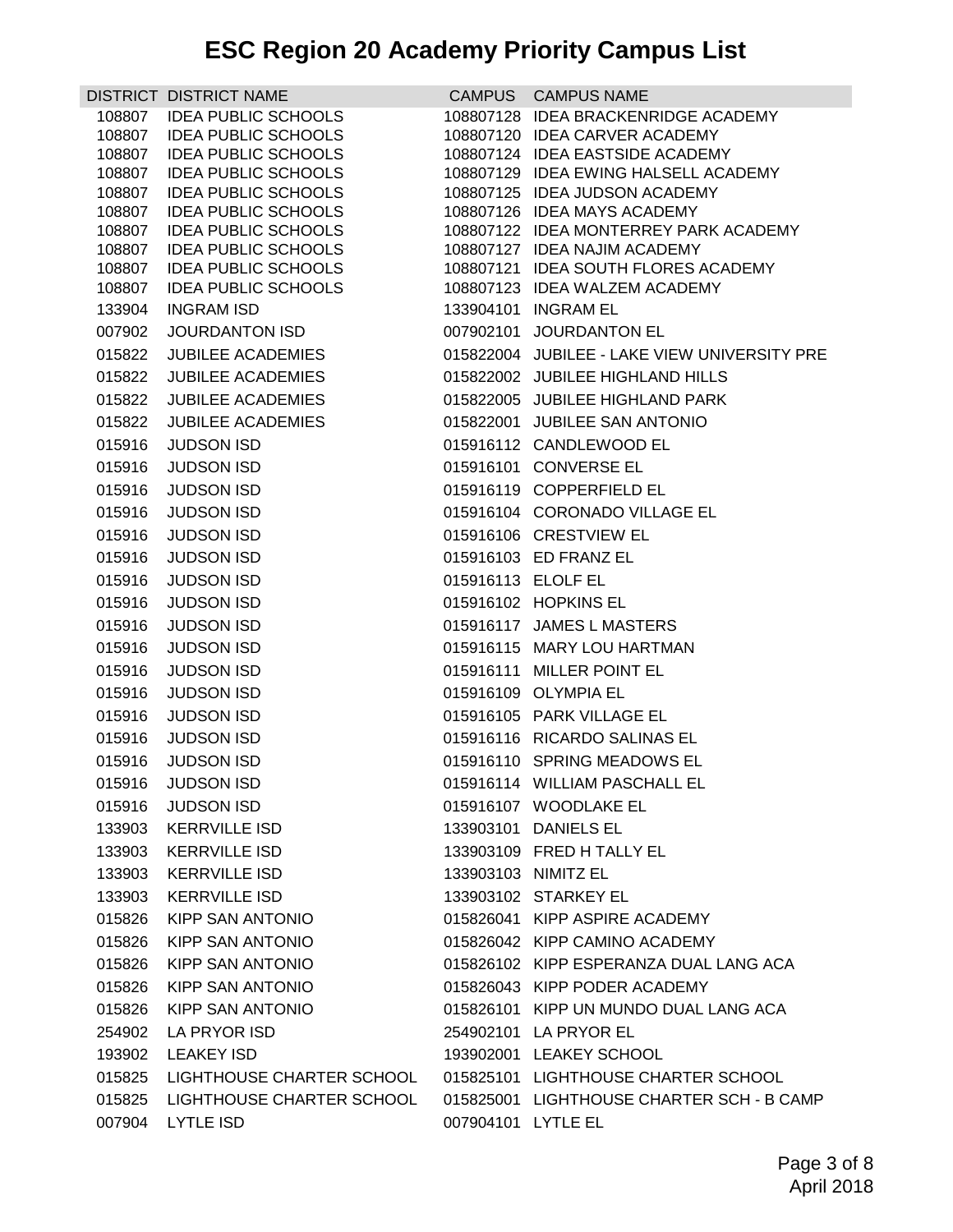# ESC Region 20 Academy Priority Campus List

| DISTRICT | DISTRICT NAME | CAMPUS | CAMPUS NAME |
|---|---|---|---|
| 108807 | IDEA PUBLIC SCHOOLS | 108807128 | IDEA BRACKENRIDGE ACADEMY |
| 108807 | IDEA PUBLIC SCHOOLS | 108807120 | IDEA CARVER ACADEMY |
| 108807 | IDEA PUBLIC SCHOOLS | 108807124 | IDEA EASTSIDE ACADEMY |
| 108807 | IDEA PUBLIC SCHOOLS | 108807129 | IDEA EWING HALSELL ACADEMY |
| 108807 | IDEA PUBLIC SCHOOLS | 108807125 | IDEA JUDSON ACADEMY |
| 108807 | IDEA PUBLIC SCHOOLS | 108807126 | IDEA MAYS ACADEMY |
| 108807 | IDEA PUBLIC SCHOOLS | 108807122 | IDEA MONTERREY PARK ACADEMY |
| 108807 | IDEA PUBLIC SCHOOLS | 108807127 | IDEA NAJIM ACADEMY |
| 108807 | IDEA PUBLIC SCHOOLS | 108807121 | IDEA SOUTH FLORES ACADEMY |
| 108807 | IDEA PUBLIC SCHOOLS | 108807123 | IDEA WALZEM ACADEMY |
| 133904 | INGRAM ISD | 133904101 | INGRAM EL |
| 007902 | JOURDANTON ISD | 007902101 | JOURDANTON EL |
| 015822 | JUBILEE ACADEMIES | 015822004 | JUBILEE - LAKE VIEW UNIVERSITY PRE |
| 015822 | JUBILEE ACADEMIES | 015822002 | JUBILEE HIGHLAND HILLS |
| 015822 | JUBILEE ACADEMIES | 015822005 | JUBILEE HIGHLAND PARK |
| 015822 | JUBILEE ACADEMIES | 015822001 | JUBILEE SAN ANTONIO |
| 015916 | JUDSON ISD | 015916112 | CANDLEWOOD EL |
| 015916 | JUDSON ISD | 015916101 | CONVERSE EL |
| 015916 | JUDSON ISD | 015916119 | COPPERFIELD EL |
| 015916 | JUDSON ISD | 015916104 | CORONADO VILLAGE EL |
| 015916 | JUDSON ISD | 015916106 | CRESTVIEW EL |
| 015916 | JUDSON ISD | 015916103 | ED FRANZ EL |
| 015916 | JUDSON ISD | 015916113 | ELOLF EL |
| 015916 | JUDSON ISD | 015916102 | HOPKINS EL |
| 015916 | JUDSON ISD | 015916117 | JAMES L MASTERS |
| 015916 | JUDSON ISD | 015916115 | MARY LOU HARTMAN |
| 015916 | JUDSON ISD | 015916111 | MILLER POINT EL |
| 015916 | JUDSON ISD | 015916109 | OLYMPIA EL |
| 015916 | JUDSON ISD | 015916105 | PARK VILLAGE EL |
| 015916 | JUDSON ISD | 015916116 | RICARDO SALINAS EL |
| 015916 | JUDSON ISD | 015916110 | SPRING MEADOWS EL |
| 015916 | JUDSON ISD | 015916114 | WILLIAM PASCHALL EL |
| 015916 | JUDSON ISD | 015916107 | WOODLAKE EL |
| 133903 | KERRVILLE ISD | 133903101 | DANIELS EL |
| 133903 | KERRVILLE ISD | 133903109 | FRED H TALLY EL |
| 133903 | KERRVILLE ISD | 133903103 | NIMITZ EL |
| 133903 | KERRVILLE ISD | 133903102 | STARKEY EL |
| 015826 | KIPP SAN ANTONIO | 015826041 | KIPP ASPIRE ACADEMY |
| 015826 | KIPP SAN ANTONIO | 015826042 | KIPP CAMINO ACADEMY |
| 015826 | KIPP SAN ANTONIO | 015826102 | KIPP ESPERANZA DUAL LANG ACA |
| 015826 | KIPP SAN ANTONIO | 015826043 | KIPP PODER ACADEMY |
| 015826 | KIPP SAN ANTONIO | 015826101 | KIPP UN MUNDO DUAL LANG ACA |
| 254902 | LA PRYOR ISD | 254902101 | LA PRYOR EL |
| 193902 | LEAKEY ISD | 193902001 | LEAKEY SCHOOL |
| 015825 | LIGHTHOUSE CHARTER SCHOOL | 015825101 | LIGHTHOUSE CHARTER SCHOOL |
| 015825 | LIGHTHOUSE CHARTER SCHOOL | 015825001 | LIGHTHOUSE CHARTER SCH - B CAMP |
| 007904 | LYTLE ISD | 007904101 | LYTLE EL |

April 2018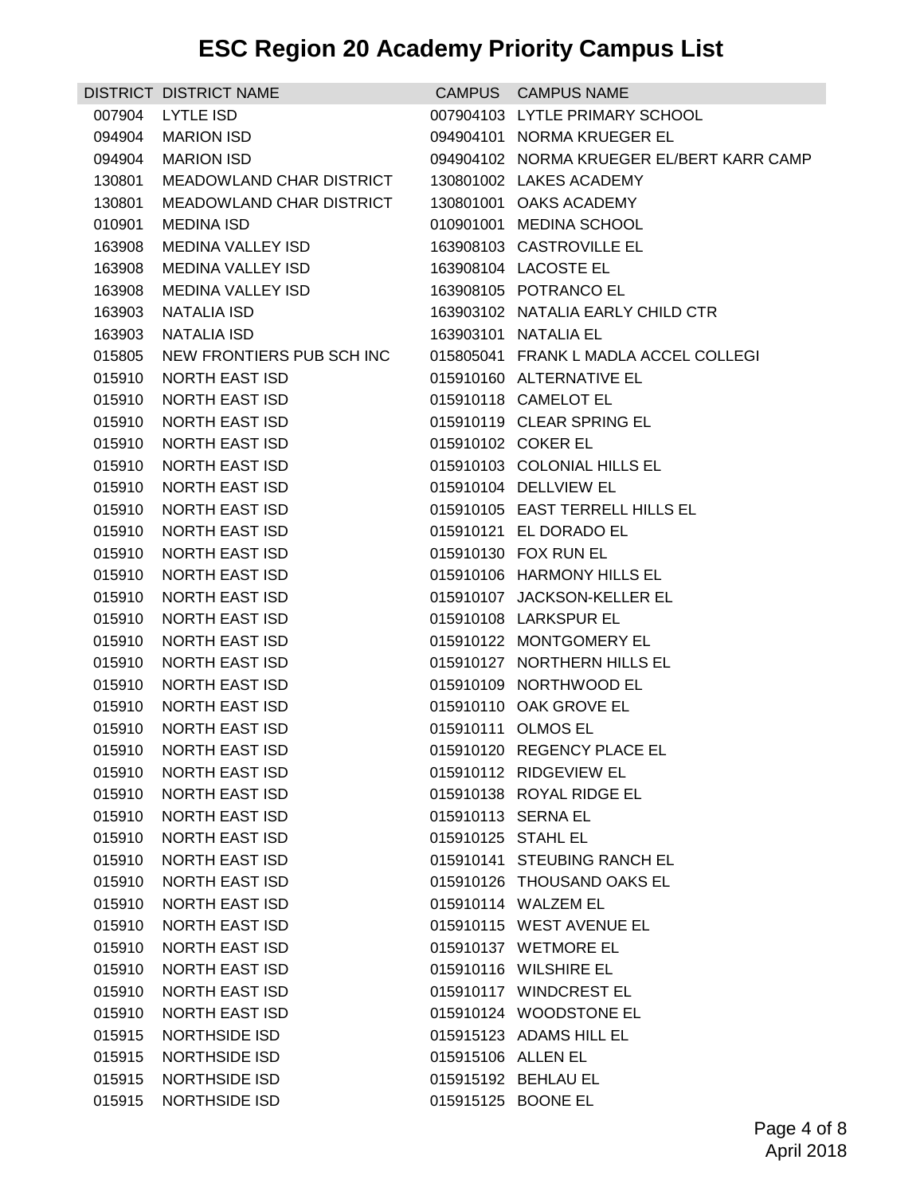# ESC Region 20 Academy Priority Campus List

| DISTRICT | DISTRICT NAME | CAMPUS | CAMPUS NAME |
|---|---|---|---|
| 007904 | LYTLE ISD | 007904103 | LYTLE PRIMARY SCHOOL |
| 094904 | MARION ISD | 094904101 | NORMA KRUEGER EL |
| 094904 | MARION ISD | 094904102 | NORMA KRUEGER EL/BERT KARR CAMP |
| 130801 | MEADOWLAND CHAR DISTRICT | 130801002 | LAKES ACADEMY |
| 130801 | MEADOWLAND CHAR DISTRICT | 130801001 | OAKS ACADEMY |
| 010901 | MEDINA ISD | 010901001 | MEDINA SCHOOL |
| 163908 | MEDINA VALLEY ISD | 163908103 | CASTROVILLE EL |
| 163908 | MEDINA VALLEY ISD | 163908104 | LACOSTE EL |
| 163908 | MEDINA VALLEY ISD | 163908105 | POTRANCO EL |
| 163903 | NATALIA ISD | 163903102 | NATALIA EARLY CHILD CTR |
| 163903 | NATALIA ISD | 163903101 | NATALIA EL |
| 015805 | NEW FRONTIERS PUB SCH INC | 015805041 | FRANK L MADLA ACCEL COLLEGI |
| 015910 | NORTH EAST ISD | 015910160 | ALTERNATIVE EL |
| 015910 | NORTH EAST ISD | 015910118 | CAMELOT EL |
| 015910 | NORTH EAST ISD | 015910119 | CLEAR SPRING EL |
| 015910 | NORTH EAST ISD | 015910102 | COKER EL |
| 015910 | NORTH EAST ISD | 015910103 | COLONIAL HILLS EL |
| 015910 | NORTH EAST ISD | 015910104 | DELLVIEW EL |
| 015910 | NORTH EAST ISD | 015910105 | EAST TERRELL HILLS EL |
| 015910 | NORTH EAST ISD | 015910121 | EL DORADO EL |
| 015910 | NORTH EAST ISD | 015910130 | FOX RUN EL |
| 015910 | NORTH EAST ISD | 015910106 | HARMONY HILLS EL |
| 015910 | NORTH EAST ISD | 015910107 | JACKSON-KELLER EL |
| 015910 | NORTH EAST ISD | 015910108 | LARKSPUR EL |
| 015910 | NORTH EAST ISD | 015910122 | MONTGOMERY EL |
| 015910 | NORTH EAST ISD | 015910127 | NORTHERN HILLS EL |
| 015910 | NORTH EAST ISD | 015910109 | NORTHWOOD EL |
| 015910 | NORTH EAST ISD | 015910110 | OAK GROVE EL |
| 015910 | NORTH EAST ISD | 015910111 | OLMOS EL |
| 015910 | NORTH EAST ISD | 015910120 | REGENCY PLACE EL |
| 015910 | NORTH EAST ISD | 015910112 | RIDGEVIEW EL |
| 015910 | NORTH EAST ISD | 015910138 | ROYAL RIDGE EL |
| 015910 | NORTH EAST ISD | 015910113 | SERNA EL |
| 015910 | NORTH EAST ISD | 015910125 | STAHL EL |
| 015910 | NORTH EAST ISD | 015910141 | STEUBING RANCH EL |
| 015910 | NORTH EAST ISD | 015910126 | THOUSAND OAKS EL |
| 015910 | NORTH EAST ISD | 015910114 | WALZEM EL |
| 015910 | NORTH EAST ISD | 015910115 | WEST AVENUE EL |
| 015910 | NORTH EAST ISD | 015910137 | WETMORE EL |
| 015910 | NORTH EAST ISD | 015910116 | WILSHIRE EL |
| 015910 | NORTH EAST ISD | 015910117 | WINDCREST EL |
| 015910 | NORTH EAST ISD | 015910124 | WOODSTONE EL |
| 015915 | NORTHSIDE ISD | 015915123 | ADAMS HILL EL |
| 015915 | NORTHSIDE ISD | 015915106 | ALLEN EL |
| 015915 | NORTHSIDE ISD | 015915192 | BEHLAU EL |
| 015915 | NORTHSIDE ISD | 015915125 | BOONE EL |

April 2018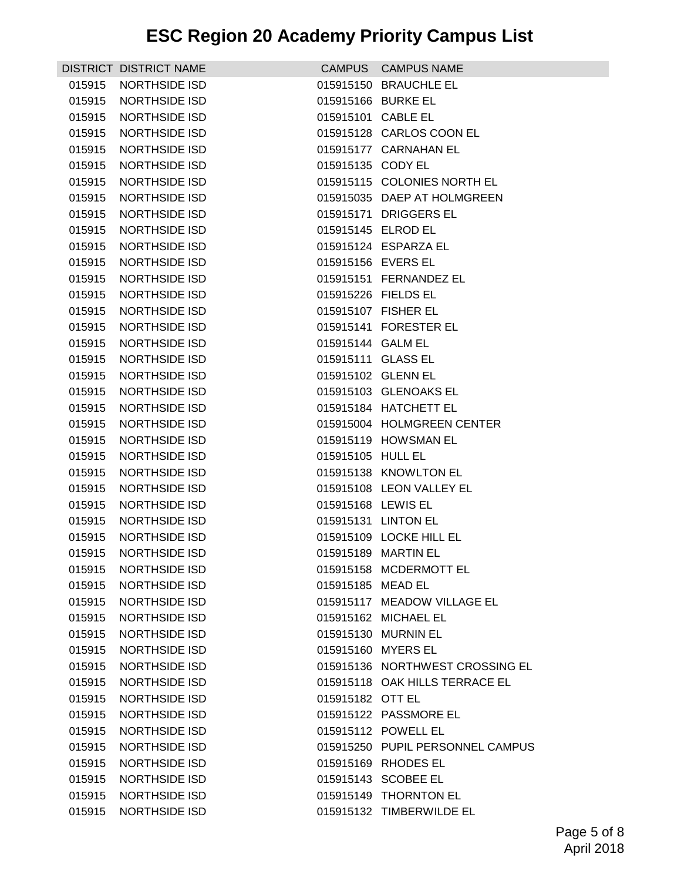# ESC Region 20 Academy Priority Campus List

| DISTRICT | DISTRICT NAME | CAMPUS | CAMPUS NAME |
|---|---|---|---|
| 015915 | NORTHSIDE ISD | 015915150 | BRAUCHLE EL |
| 015915 | NORTHSIDE ISD | 015915166 | BURKE EL |
| 015915 | NORTHSIDE ISD | 015915101 | CABLE EL |
| 015915 | NORTHSIDE ISD | 015915128 | CARLOS COON EL |
| 015915 | NORTHSIDE ISD | 015915177 | CARNAHAN EL |
| 015915 | NORTHSIDE ISD | 015915135 | CODY EL |
| 015915 | NORTHSIDE ISD | 015915115 | COLONIES NORTH EL |
| 015915 | NORTHSIDE ISD | 015915035 | DAEP AT HOLMGREEN |
| 015915 | NORTHSIDE ISD | 015915171 | DRIGGERS EL |
| 015915 | NORTHSIDE ISD | 015915145 | ELROD EL |
| 015915 | NORTHSIDE ISD | 015915124 | ESPARZA EL |
| 015915 | NORTHSIDE ISD | 015915156 | EVERS EL |
| 015915 | NORTHSIDE ISD | 015915151 | FERNANDEZ EL |
| 015915 | NORTHSIDE ISD | 015915226 | FIELDS EL |
| 015915 | NORTHSIDE ISD | 015915107 | FISHER EL |
| 015915 | NORTHSIDE ISD | 015915141 | FORESTER EL |
| 015915 | NORTHSIDE ISD | 015915144 | GALM EL |
| 015915 | NORTHSIDE ISD | 015915111 | GLASS EL |
| 015915 | NORTHSIDE ISD | 015915102 | GLENN EL |
| 015915 | NORTHSIDE ISD | 015915103 | GLENOAKS EL |
| 015915 | NORTHSIDE ISD | 015915184 | HATCHETT EL |
| 015915 | NORTHSIDE ISD | 015915004 | HOLMGREEN CENTER |
| 015915 | NORTHSIDE ISD | 015915119 | HOWSMAN EL |
| 015915 | NORTHSIDE ISD | 015915105 | HULL EL |
| 015915 | NORTHSIDE ISD | 015915138 | KNOWLTON EL |
| 015915 | NORTHSIDE ISD | 015915108 | LEON VALLEY EL |
| 015915 | NORTHSIDE ISD | 015915168 | LEWIS EL |
| 015915 | NORTHSIDE ISD | 015915131 | LINTON EL |
| 015915 | NORTHSIDE ISD | 015915109 | LOCKE HILL EL |
| 015915 | NORTHSIDE ISD | 015915189 | MARTIN EL |
| 015915 | NORTHSIDE ISD | 015915158 | MCDERMOTT EL |
| 015915 | NORTHSIDE ISD | 015915185 | MEAD EL |
| 015915 | NORTHSIDE ISD | 015915117 | MEADOW VILLAGE EL |
| 015915 | NORTHSIDE ISD | 015915162 | MICHAEL EL |
| 015915 | NORTHSIDE ISD | 015915130 | MURNIN EL |
| 015915 | NORTHSIDE ISD | 015915160 | MYERS EL |
| 015915 | NORTHSIDE ISD | 015915136 | NORTHWEST CROSSING EL |
| 015915 | NORTHSIDE ISD | 015915118 | OAK HILLS TERRACE EL |
| 015915 | NORTHSIDE ISD | 015915182 | OTT EL |
| 015915 | NORTHSIDE ISD | 015915122 | PASSMORE EL |
| 015915 | NORTHSIDE ISD | 015915112 | POWELL EL |
| 015915 | NORTHSIDE ISD | 015915250 | PUPIL PERSONNEL CAMPUS |
| 015915 | NORTHSIDE ISD | 015915169 | RHODES EL |
| 015915 | NORTHSIDE ISD | 015915143 | SCOBEE EL |
| 015915 | NORTHSIDE ISD | 015915149 | THORNTON EL |
| 015915 | NORTHSIDE ISD | 015915132 | TIMBERWILDE EL |

April 2018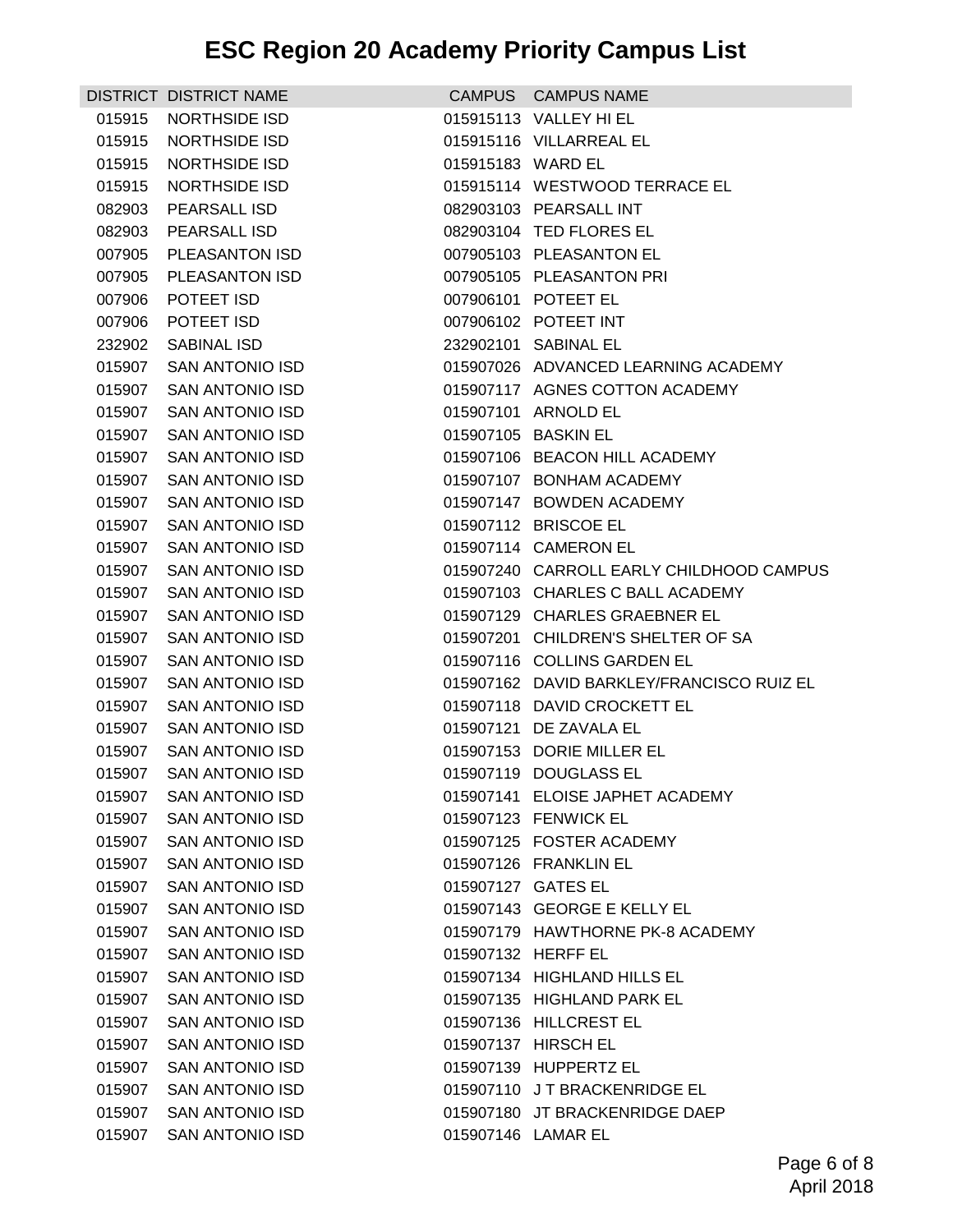# ESC Region 20 Academy Priority Campus List

| DISTRICT | DISTRICT NAME | CAMPUS | CAMPUS NAME |
|---|---|---|---|
| 015915 | NORTHSIDE ISD | 015915113 | VALLEY HI EL |
| 015915 | NORTHSIDE ISD | 015915116 | VILLARREAL EL |
| 015915 | NORTHSIDE ISD | 015915183 | WARD EL |
| 015915 | NORTHSIDE ISD | 015915114 | WESTWOOD TERRACE EL |
| 082903 | PEARSALL ISD | 082903103 | PEARSALL INT |
| 082903 | PEARSALL ISD | 082903104 | TED FLORES EL |
| 007905 | PLEASANTON ISD | 007905103 | PLEASANTON EL |
| 007905 | PLEASANTON ISD | 007905105 | PLEASANTON PRI |
| 007906 | POTEET ISD | 007906101 | POTEET EL |
| 007906 | POTEET ISD | 007906102 | POTEET INT |
| 232902 | SABINAL ISD | 232902101 | SABINAL EL |
| 015907 | SAN ANTONIO ISD | 015907026 | ADVANCED LEARNING ACADEMY |
| 015907 | SAN ANTONIO ISD | 015907117 | AGNES COTTON ACADEMY |
| 015907 | SAN ANTONIO ISD | 015907101 | ARNOLD EL |
| 015907 | SAN ANTONIO ISD | 015907105 | BASKIN EL |
| 015907 | SAN ANTONIO ISD | 015907106 | BEACON HILL ACADEMY |
| 015907 | SAN ANTONIO ISD | 015907107 | BONHAM ACADEMY |
| 015907 | SAN ANTONIO ISD | 015907147 | BOWDEN ACADEMY |
| 015907 | SAN ANTONIO ISD | 015907112 | BRISCOE EL |
| 015907 | SAN ANTONIO ISD | 015907114 | CAMERON EL |
| 015907 | SAN ANTONIO ISD | 015907240 | CARROLL EARLY CHILDHOOD CAMPUS |
| 015907 | SAN ANTONIO ISD | 015907103 | CHARLES C BALL ACADEMY |
| 015907 | SAN ANTONIO ISD | 015907129 | CHARLES GRAEBNER EL |
| 015907 | SAN ANTONIO ISD | 015907201 | CHILDREN'S SHELTER OF SA |
| 015907 | SAN ANTONIO ISD | 015907116 | COLLINS GARDEN EL |
| 015907 | SAN ANTONIO ISD | 015907162 | DAVID BARKLEY/FRANCISCO RUIZ EL |
| 015907 | SAN ANTONIO ISD | 015907118 | DAVID CROCKETT EL |
| 015907 | SAN ANTONIO ISD | 015907121 | DE ZAVALA EL |
| 015907 | SAN ANTONIO ISD | 015907153 | DORIE MILLER EL |
| 015907 | SAN ANTONIO ISD | 015907119 | DOUGLASS EL |
| 015907 | SAN ANTONIO ISD | 015907141 | ELOISE JAPHET ACADEMY |
| 015907 | SAN ANTONIO ISD | 015907123 | FENWICK EL |
| 015907 | SAN ANTONIO ISD | 015907125 | FOSTER ACADEMY |
| 015907 | SAN ANTONIO ISD | 015907126 | FRANKLIN EL |
| 015907 | SAN ANTONIO ISD | 015907127 | GATES EL |
| 015907 | SAN ANTONIO ISD | 015907143 | GEORGE E KELLY EL |
| 015907 | SAN ANTONIO ISD | 015907179 | HAWTHORNE PK-8 ACADEMY |
| 015907 | SAN ANTONIO ISD | 015907132 | HERFF EL |
| 015907 | SAN ANTONIO ISD | 015907134 | HIGHLAND HILLS EL |
| 015907 | SAN ANTONIO ISD | 015907135 | HIGHLAND PARK EL |
| 015907 | SAN ANTONIO ISD | 015907136 | HILLCREST EL |
| 015907 | SAN ANTONIO ISD | 015907137 | HIRSCH EL |
| 015907 | SAN ANTONIO ISD | 015907139 | HUPPERTZ EL |
| 015907 | SAN ANTONIO ISD | 015907110 | J T BRACKENRIDGE EL |
| 015907 | SAN ANTONIO ISD | 015907180 | JT BRACKENRIDGE DAEP |
| 015907 | SAN ANTONIO ISD | 015907146 | LAMAR EL |

April 2018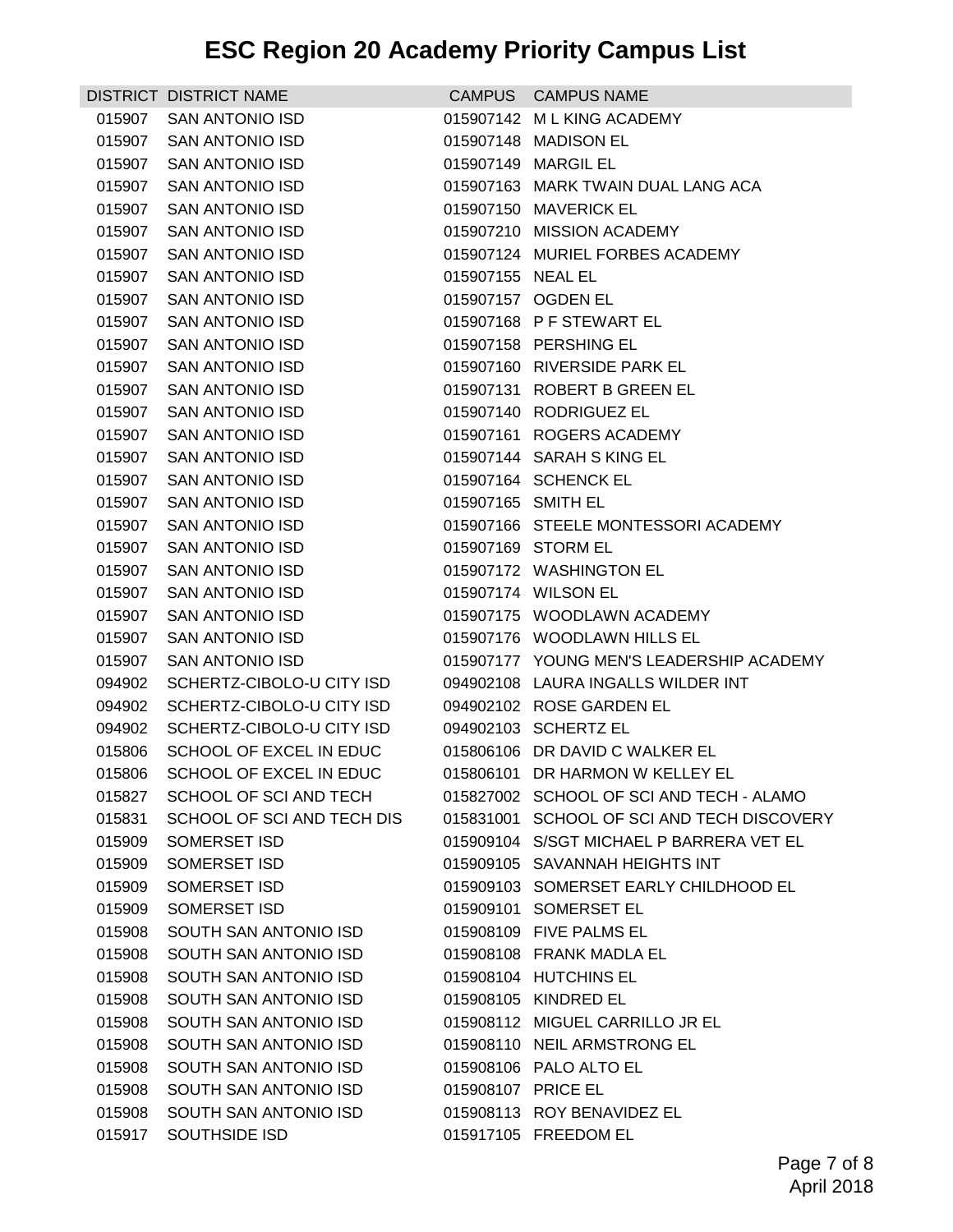# ESC Region 20 Academy Priority Campus List

| DISTRICT | DISTRICT NAME | CAMPUS | CAMPUS NAME |
|---|---|---|---|
| 015907 | SAN ANTONIO ISD | 015907142 | M L KING ACADEMY |
| 015907 | SAN ANTONIO ISD | 015907148 | MADISON EL |
| 015907 | SAN ANTONIO ISD | 015907149 | MARGIL EL |
| 015907 | SAN ANTONIO ISD | 015907163 | MARK TWAIN DUAL LANG ACA |
| 015907 | SAN ANTONIO ISD | 015907150 | MAVERICK EL |
| 015907 | SAN ANTONIO ISD | 015907210 | MISSION ACADEMY |
| 015907 | SAN ANTONIO ISD | 015907124 | MURIEL FORBES ACADEMY |
| 015907 | SAN ANTONIO ISD | 015907155 | NEAL EL |
| 015907 | SAN ANTONIO ISD | 015907157 | OGDEN EL |
| 015907 | SAN ANTONIO ISD | 015907168 | P F STEWART EL |
| 015907 | SAN ANTONIO ISD | 015907158 | PERSHING EL |
| 015907 | SAN ANTONIO ISD | 015907160 | RIVERSIDE PARK EL |
| 015907 | SAN ANTONIO ISD | 015907131 | ROBERT B GREEN EL |
| 015907 | SAN ANTONIO ISD | 015907140 | RODRIGUEZ EL |
| 015907 | SAN ANTONIO ISD | 015907161 | ROGERS ACADEMY |
| 015907 | SAN ANTONIO ISD | 015907144 | SARAH S KING EL |
| 015907 | SAN ANTONIO ISD | 015907164 | SCHENCK EL |
| 015907 | SAN ANTONIO ISD | 015907165 | SMITH EL |
| 015907 | SAN ANTONIO ISD | 015907166 | STEELE MONTESSORI ACADEMY |
| 015907 | SAN ANTONIO ISD | 015907169 | STORM EL |
| 015907 | SAN ANTONIO ISD | 015907172 | WASHINGTON EL |
| 015907 | SAN ANTONIO ISD | 015907174 | WILSON EL |
| 015907 | SAN ANTONIO ISD | 015907175 | WOODLAWN ACADEMY |
| 015907 | SAN ANTONIO ISD | 015907176 | WOODLAWN HILLS EL |
| 015907 | SAN ANTONIO ISD | 015907177 | YOUNG MEN'S LEADERSHIP ACADEMY |
| 094902 | SCHERTZ-CIBOLO-U CITY ISD | 094902108 | LAURA INGALLS WILDER INT |
| 094902 | SCHERTZ-CIBOLO-U CITY ISD | 094902102 | ROSE GARDEN EL |
| 094902 | SCHERTZ-CIBOLO-U CITY ISD | 094902103 | SCHERTZ EL |
| 015806 | SCHOOL OF EXCEL IN EDUC | 015806106 | DR DAVID C WALKER EL |
| 015806 | SCHOOL OF EXCEL IN EDUC | 015806101 | DR HARMON W KELLEY EL |
| 015827 | SCHOOL OF SCI AND TECH | 015827002 | SCHOOL OF SCI AND TECH - ALAMO |
| 015831 | SCHOOL OF SCI AND TECH DIS | 015831001 | SCHOOL OF SCI AND TECH DISCOVERY |
| 015909 | SOMERSET ISD | 015909104 | S/SGT MICHAEL P BARRERA VET EL |
| 015909 | SOMERSET ISD | 015909105 | SAVANNAH HEIGHTS INT |
| 015909 | SOMERSET ISD | 015909103 | SOMERSET EARLY CHILDHOOD EL |
| 015909 | SOMERSET ISD | 015909101 | SOMERSET EL |
| 015908 | SOUTH SAN ANTONIO ISD | 015908109 | FIVE PALMS EL |
| 015908 | SOUTH SAN ANTONIO ISD | 015908108 | FRANK MADLA EL |
| 015908 | SOUTH SAN ANTONIO ISD | 015908104 | HUTCHINS EL |
| 015908 | SOUTH SAN ANTONIO ISD | 015908105 | KINDRED EL |
| 015908 | SOUTH SAN ANTONIO ISD | 015908112 | MIGUEL CARRILLO JR EL |
| 015908 | SOUTH SAN ANTONIO ISD | 015908110 | NEIL ARMSTRONG EL |
| 015908 | SOUTH SAN ANTONIO ISD | 015908106 | PALO ALTO EL |
| 015908 | SOUTH SAN ANTONIO ISD | 015908107 | PRICE EL |
| 015908 | SOUTH SAN ANTONIO ISD | 015908113 | ROY BENAVIDEZ EL |
| 015917 | SOUTHSIDE ISD | 015917105 | FREEDOM EL |

April 2018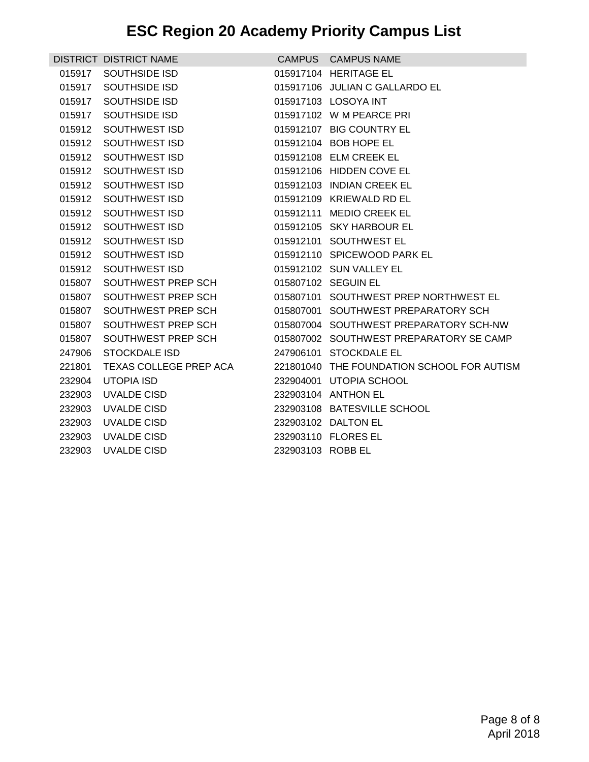# ESC Region 20 Academy Priority Campus List

| DISTRICT | DISTRICT NAME | CAMPUS | CAMPUS NAME |
|---|---|---|---|
| 015917 | SOUTHSIDE ISD | 015917104 | HERITAGE EL |
| 015917 | SOUTHSIDE ISD | 015917106 | JULIAN C GALLARDO EL |
| 015917 | SOUTHSIDE ISD | 015917103 | LOSOYA INT |
| 015917 | SOUTHSIDE ISD | 015917102 | W M PEARCE PRI |
| 015912 | SOUTHWEST ISD | 015912107 | BIG COUNTRY EL |
| 015912 | SOUTHWEST ISD | 015912104 | BOB HOPE EL |
| 015912 | SOUTHWEST ISD | 015912108 | ELM CREEK EL |
| 015912 | SOUTHWEST ISD | 015912106 | HIDDEN COVE EL |
| 015912 | SOUTHWEST ISD | 015912103 | INDIAN CREEK EL |
| 015912 | SOUTHWEST ISD | 015912109 | KRIEWALD RD EL |
| 015912 | SOUTHWEST ISD | 015912111 | MEDIO CREEK EL |
| 015912 | SOUTHWEST ISD | 015912105 | SKY HARBOUR EL |
| 015912 | SOUTHWEST ISD | 015912101 | SOUTHWEST EL |
| 015912 | SOUTHWEST ISD | 015912110 | SPICEWOOD PARK EL |
| 015912 | SOUTHWEST ISD | 015912102 | SUN VALLEY EL |
| 015807 | SOUTHWEST PREP SCH | 015807102 | SEGUIN EL |
| 015807 | SOUTHWEST PREP SCH | 015807101 | SOUTHWEST PREP NORTHWEST EL |
| 015807 | SOUTHWEST PREP SCH | 015807001 | SOUTHWEST PREPARATORY SCH |
| 015807 | SOUTHWEST PREP SCH | 015807004 | SOUTHWEST PREPARATORY SCH-NW |
| 015807 | SOUTHWEST PREP SCH | 015807002 | SOUTHWEST PREPARATORY SE CAMP |
| 247906 | STOCKDALE ISD | 247906101 | STOCKDALE EL |
| 221801 | TEXAS COLLEGE PREP ACA | 221801040 | THE FOUNDATION SCHOOL FOR AUTISM |
| 232904 | UTOPIA ISD | 232904001 | UTOPIA SCHOOL |
| 232903 | UVALDE CISD | 232903104 | ANTHON EL |
| 232903 | UVALDE CISD | 232903108 | BATESVILLE SCHOOL |
| 232903 | UVALDE CISD | 232903102 | DALTON EL |
| 232903 | UVALDE CISD | 232903110 | FLORES EL |
| 232903 | UVALDE CISD | 232903103 | ROBB EL |

April 2018